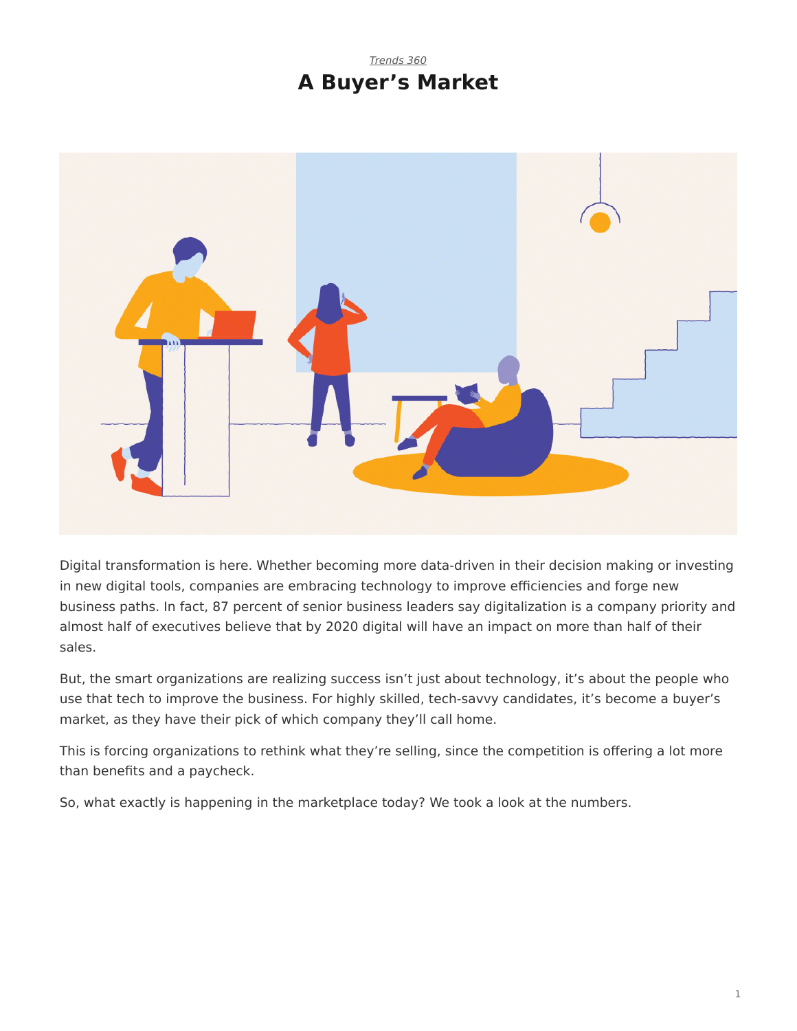*Trends 360*

# A Buyer's Market

Digital transformation is here. Whether becoming more data-driven in their decision making or investing in new digital tools, companies are embracing technology to improve efficiencies and forge new business paths. In fact, 87 percent of senior business leaders say digitalization is a company priority and almost half of executives believe that by 2020 digital will have an impact on more than half of their sales.

But, the smart organizations are realizing success isn't just about technology, it's about the people who use that tech to improve the business. For highly skilled, tech-savvy candidates, it's become a buyer's market, as they have their pick of which company they'll call home.

This is forcing organizations to rethink what they're selling, since the competition is offering a lot more than benefits and a paycheck.

So, what exactly is happening in the marketplace today? We took a look at the numbers.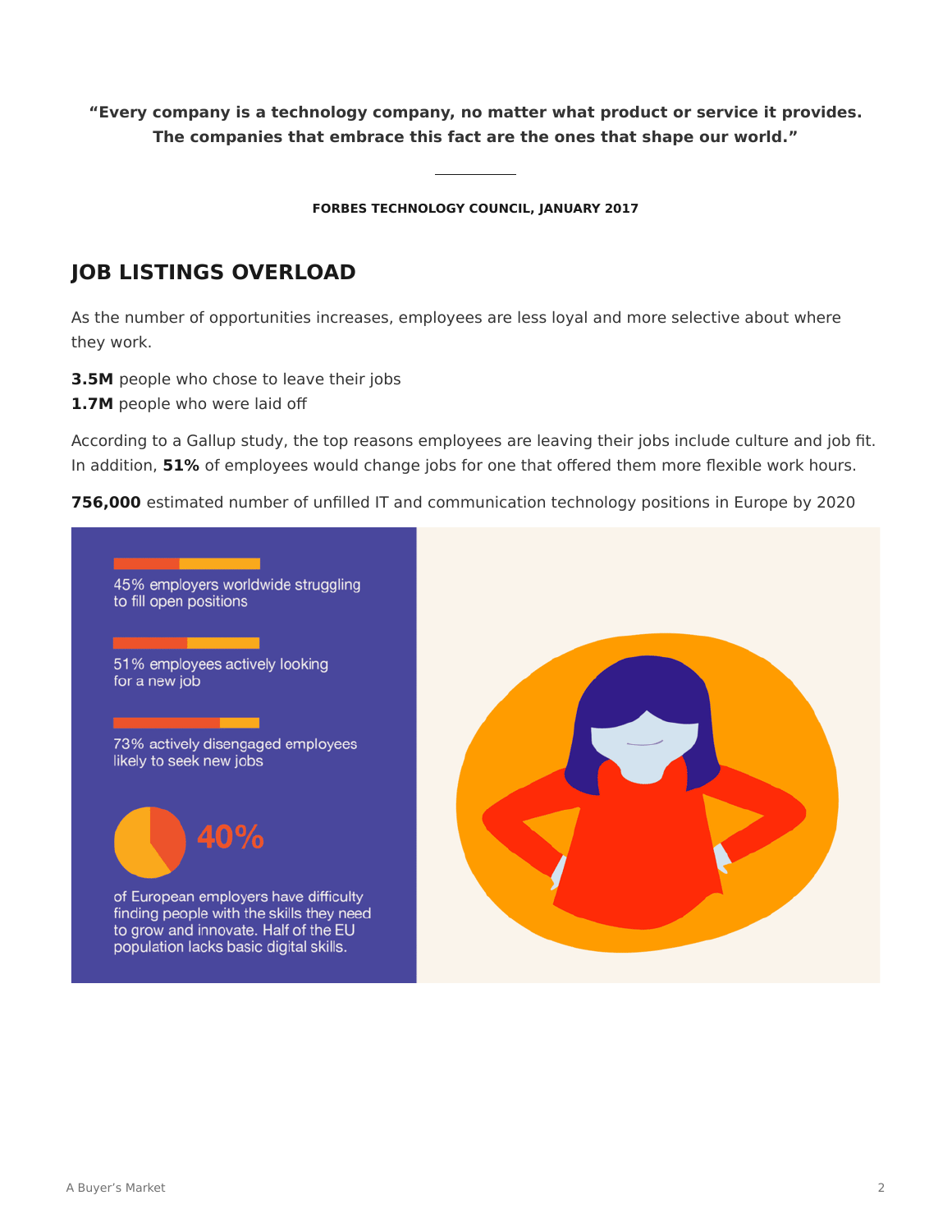**"Every company is a technology company, no matter what product or service it provides. The companies that embrace this fact are the ones that shape our world."**

---

**FORBES TECHNOLOGY COUNCIL, JANUARY 2017**

## JOB LISTINGS OVERLOAD

As the number of opportunities increases, employees are less loyal and more selective about where they work.

**3.5M** people who chose to leave their jobs
**1.7M** people who were laid off

According to a Gallup study, the top reasons employees are leaving their jobs include culture and job fit. In addition, **51%** of employees would change jobs for one that offered them more flexible work hours.

**756,000** estimated number of unfilled IT and communication technology positions in Europe by 2020

45% employers worldwide struggling to fill open positions

51% employees actively looking for a new job

73% actively disengaged employees likely to seek new jobs

**40%**

of European employers have difficulty finding people with the skills they need to grow and innovate. Half of the EU population lacks basic digital skills.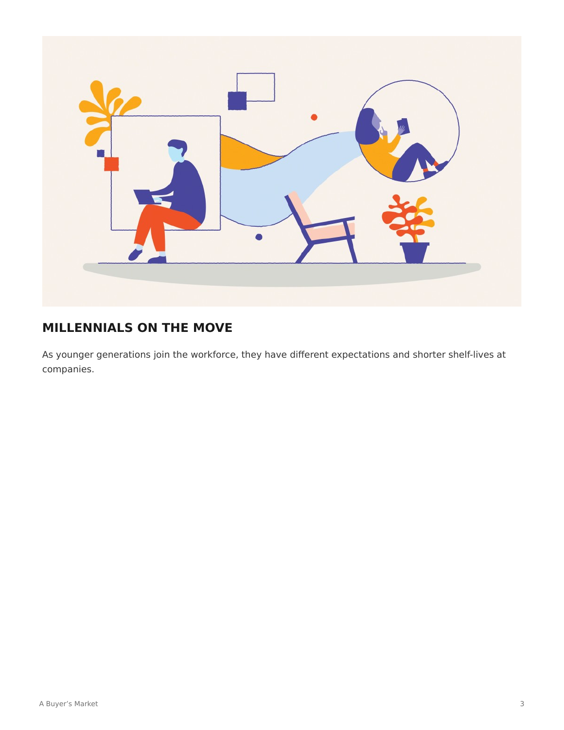## MILLENNIALS ON THE MOVE

As younger generations join the workforce, they have different expectations and shorter shelf-lives at companies.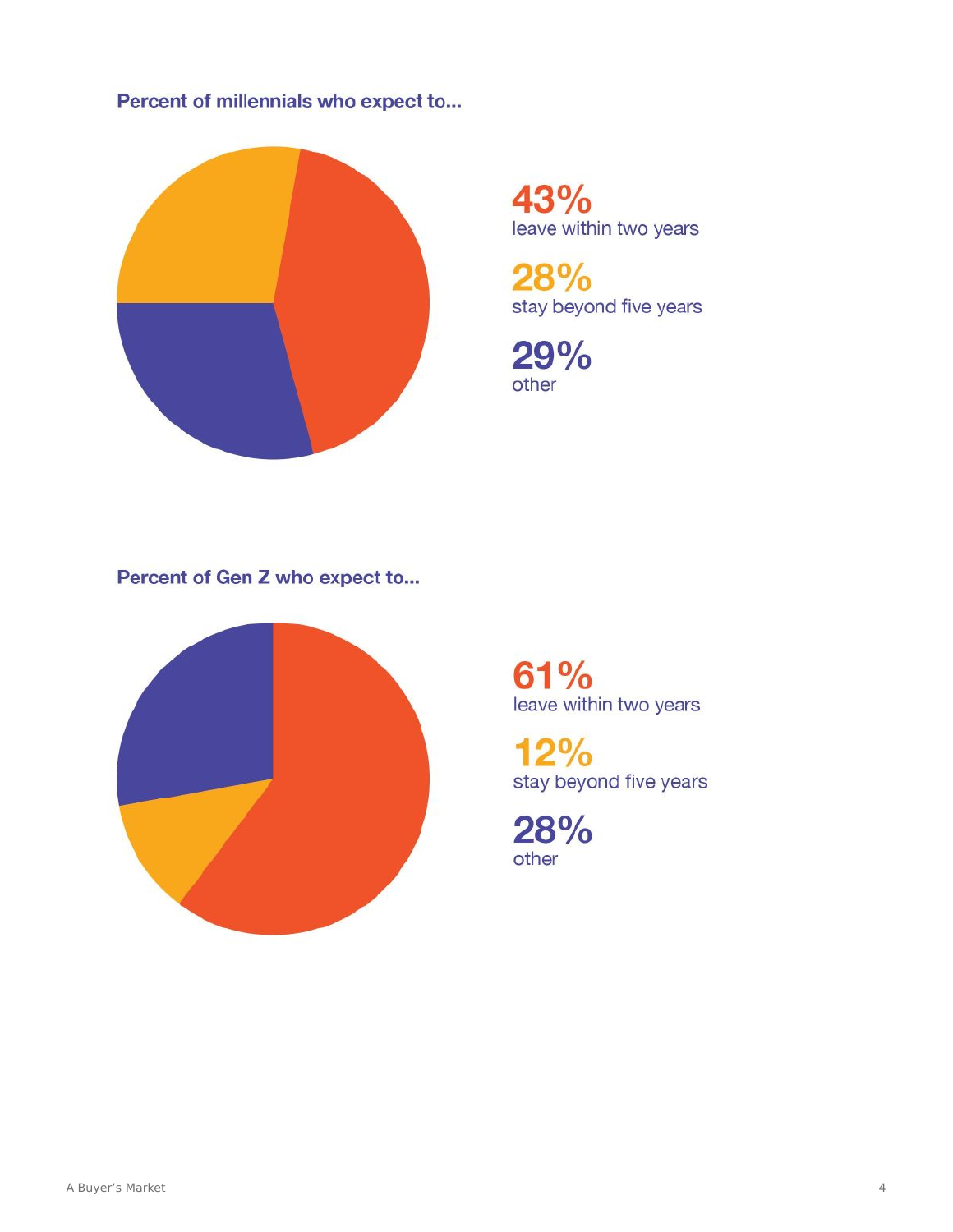**Percent of millennials who expect to...**

**43%**
leave within two years

**28%**
stay beyond five years

**29%**
other

**Percent of Gen Z who expect to...**

**61%**
leave within two years

**12%**
stay beyond five years

**28%**
other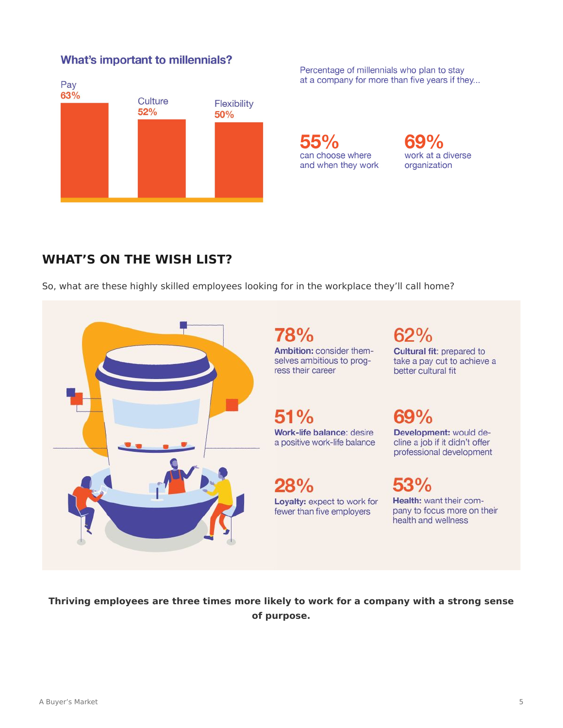### What's important to millennials?

| Pay | Culture | Flexibility |
|---|---|---|
| 63% | 52% | 50% |

Percentage of millennials who plan to stay at a company for more than five years if they...

**55%** can choose where and when they work

**69%** work at a diverse organization

## WHAT'S ON THE WISH LIST?

So, what are these highly skilled employees looking for in the workplace they'll call home?

**78%**
**Ambition:** consider themselves ambitious to progress their career

**62%**
**Cultural fit:** prepared to take a pay cut to achieve a better cultural fit

**51%**
**Work-life balance:** desire a positive work-life balance

**69%**
**Development:** would decline a job if it didn't offer professional development

**28%**
**Loyalty:** expect to work for fewer than five employers

**53%**
**Health:** want their company to focus more on their health and wellness

**Thriving employees are three times more likely to work for a company with a strong sense of purpose.**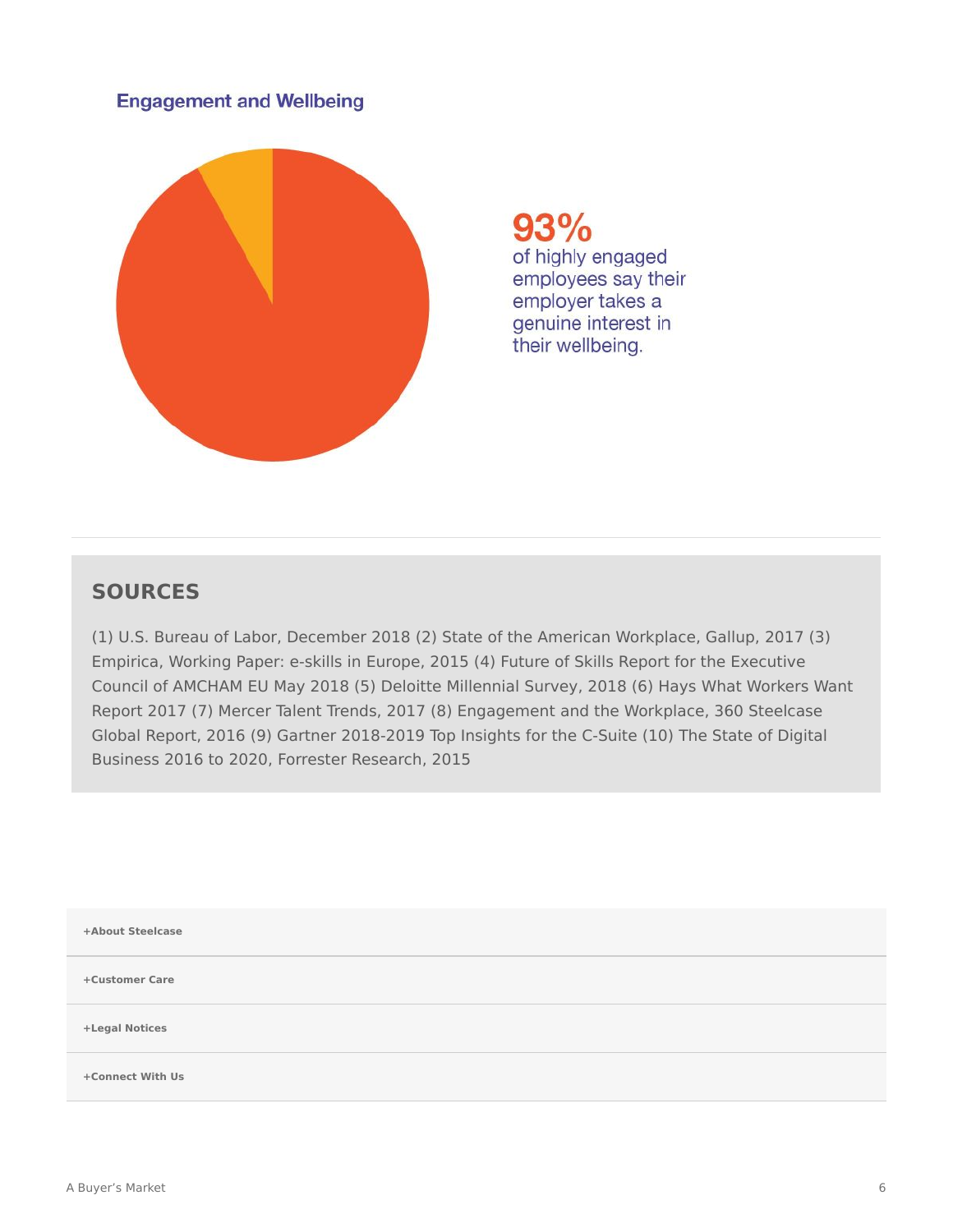### Engagement and Wellbeing

**93%**
of highly engaged employees say their employer takes a genuine interest in their wellbeing.

## SOURCES

(1) U.S. Bureau of Labor, December 2018 (2) State of the American Workplace, Gallup, 2017 (3) Empirica, Working Paper: e-skills in Europe, 2015 (4) Future of Skills Report for the Executive Council of AMCHAM EU May 2018 (5) Deloitte Millennial Survey, 2018 (6) Hays What Workers Want Report 2017 (7) Mercer Talent Trends, 2017 (8) Engagement and the Workplace, 360 Steelcase Global Report, 2016 (9) Gartner 2018-2019 Top Insights for the C-Suite (10) The State of Digital Business 2016 to 2020, Forrester Research, 2015

**+About Steelcase**

**+Customer Care**

**+Legal Notices**

**+Connect With Us**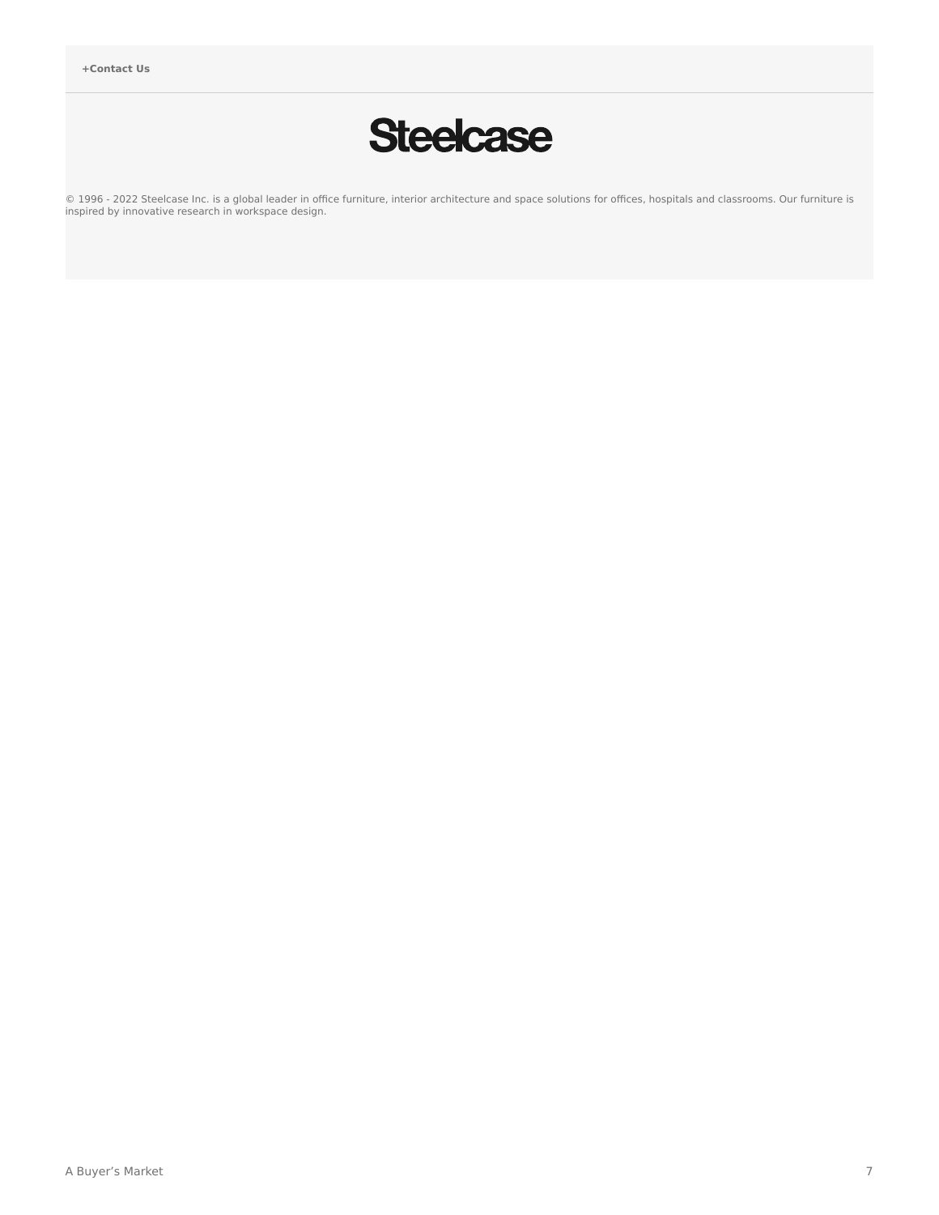+Contact Us

Steelcase

© 1996 - 2022 Steelcase Inc. is a global leader in office furniture, interior architecture and space solutions for offices, hospitals and classrooms. Our furniture is inspired by innovative research in workspace design.